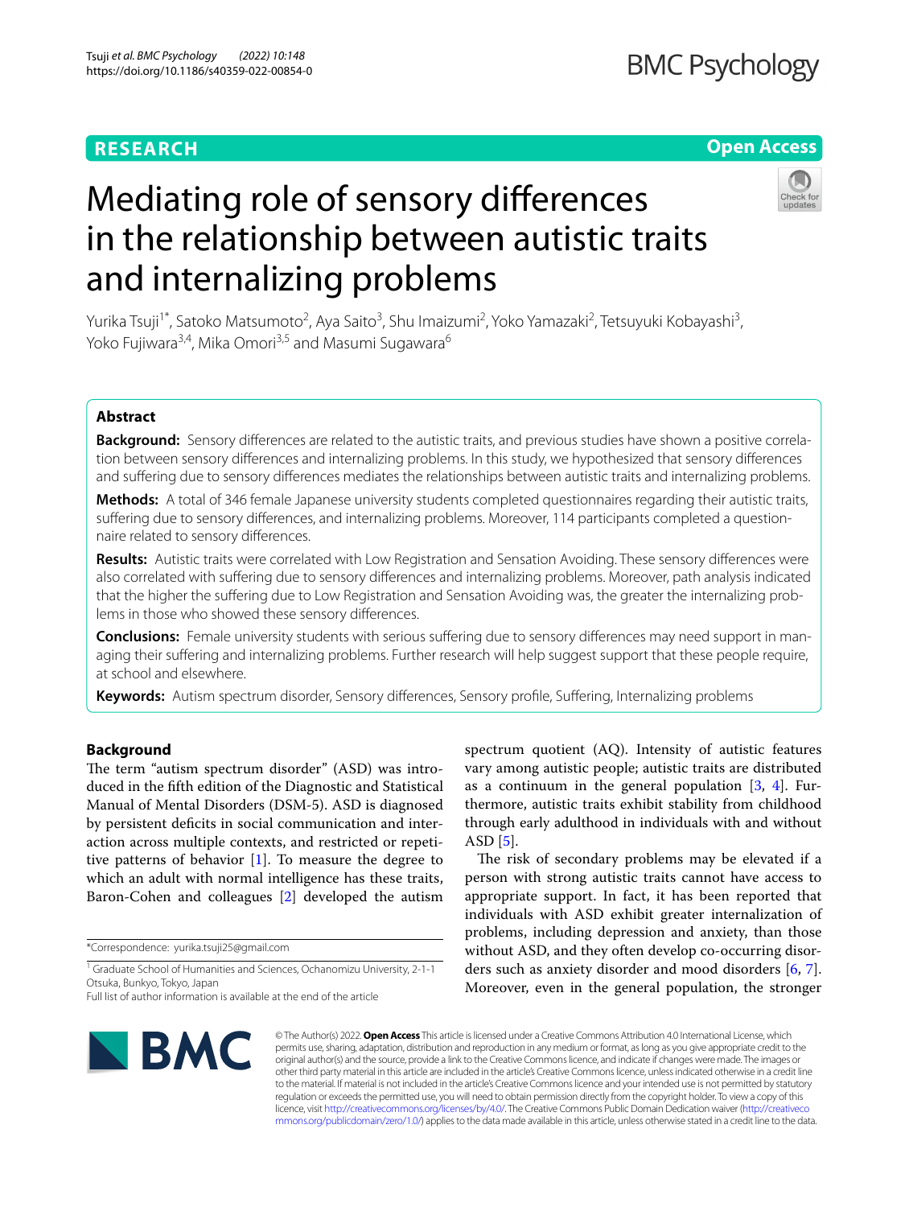RESEARCH

Open Access

# Mediating role of sensory differences in the relationship between autistic traits and internalizing problems

Yurika Tsuji[1*], Satoko Matsumoto[2], Aya Saito[3], Shu Imaizumi[2], Yoko Yamazaki[2], Tetsuyuki Kobayashi[3], Yoko Fujiwara[3,4], Mika Omori[3,5] and Masumi Sugawara[6]

## Abstract

**Background:** Sensory differences are related to the autistic traits, and previous studies have shown a positive correlation between sensory differences and internalizing problems. In this study, we hypothesized that sensory differences and suffering due to sensory differences mediates the relationships between autistic traits and internalizing problems.

**Methods:** A total of 346 female Japanese university students completed questionnaires regarding their autistic traits, suffering due to sensory differences, and internalizing problems. Moreover, 114 participants completed a questionnaire related to sensory differences.

**Results:** Autistic traits were correlated with Low Registration and Sensation Avoiding. These sensory differences were also correlated with suffering due to sensory differences and internalizing problems. Moreover, path analysis indicated that the higher the suffering due to Low Registration and Sensation Avoiding was, the greater the internalizing problems in those who showed these sensory differences.

**Conclusions:** Female university students with serious suffering due to sensory differences may need support in managing their suffering and internalizing problems. Further research will help suggest support that these people require, at school and elsewhere.

**Keywords:** Autism spectrum disorder, Sensory differences, Sensory profile, Suffering, Internalizing problems

## Background

The term "autism spectrum disorder" (ASD) was introduced in the fifth edition of the Diagnostic and Statistical Manual of Mental Disorders (DSM-5). ASD is diagnosed by persistent deficits in social communication and interaction across multiple contexts, and restricted or repetitive patterns of behavior [1]. To measure the degree to which an adult with normal intelligence has these traits, Baron-Cohen and colleagues [2] developed the autism spectrum quotient (AQ). Intensity of autistic features vary among autistic people; autistic traits are distributed as a continuum in the general population [3, 4]. Furthermore, autistic traits exhibit stability from childhood through early adulthood in individuals with and without ASD [5].

The risk of secondary problems may be elevated if a person with strong autistic traits cannot have access to appropriate support. In fact, it has been reported that individuals with ASD exhibit greater internalization of problems, including depression and anxiety, than those without ASD, and they often develop co-occurring disorders such as anxiety disorder and mood disorders [6, 7]. Moreover, even in the general population, the stronger

*Correspondence: yurika.tsuji25@gmail.com

[1] Graduate School of Humanities and Sciences, Ochanomizu University, 2-1-1 Otsuka, Bunkyo, Tokyo, Japan

Full list of author information is available at the end of the article

© The Author(s) 2022. **Open Access** This article is licensed under a Creative Commons Attribution 4.0 International License, which permits use, sharing, adaptation, distribution and reproduction in any medium or format, as long as you give appropriate credit to the original author(s) and the source, provide a link to the Creative Commons licence, and indicate if changes were made. The images or other third party material in this article are included in the article's Creative Commons licence, unless indicated otherwise in a credit line to the material. If material is not included in the article's Creative Commons licence and your intended use is not permitted by statutory regulation or exceeds the permitted use, you will need to obtain permission directly from the copyright holder. To view a copy of this licence, visit http://creativecommons.org/licenses/by/4.0/. The Creative Commons Public Domain Dedication waiver (http://creativecommons.org/publicdomain/zero/1.0/) applies to the data made available in this article, unless otherwise stated in a credit line to the data.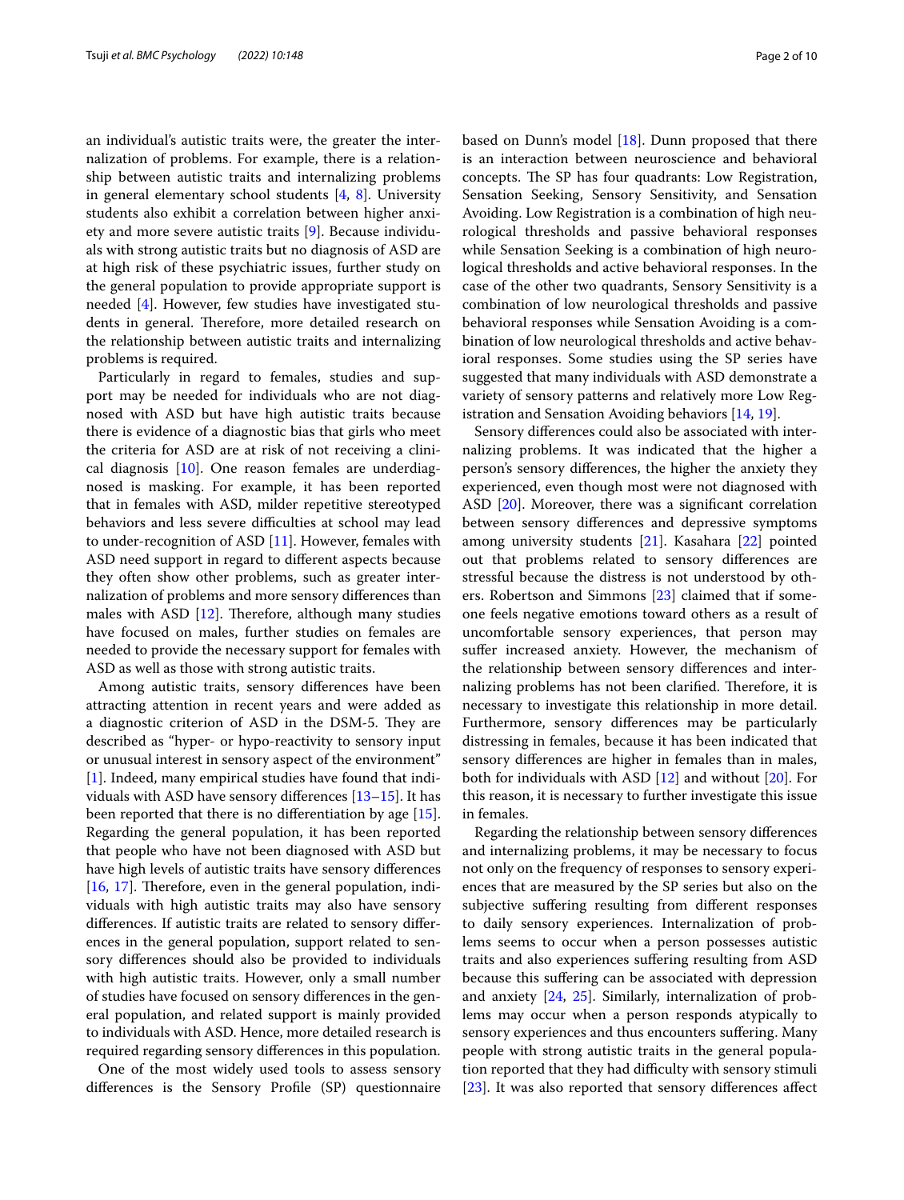an individual's autistic traits were, the greater the internalization of problems. For example, there is a relationship between autistic traits and internalizing problems in general elementary school students [4, 8]. University students also exhibit a correlation between higher anxiety and more severe autistic traits [9]. Because individuals with strong autistic traits but no diagnosis of ASD are at high risk of these psychiatric issues, further study on the general population to provide appropriate support is needed [4]. However, few studies have investigated students in general. Therefore, more detailed research on the relationship between autistic traits and internalizing problems is required.

Particularly in regard to females, studies and support may be needed for individuals who are not diagnosed with ASD but have high autistic traits because there is evidence of a diagnostic bias that girls who meet the criteria for ASD are at risk of not receiving a clinical diagnosis [10]. One reason females are underdiagnosed is masking. For example, it has been reported that in females with ASD, milder repetitive stereotyped behaviors and less severe difficulties at school may lead to under-recognition of ASD [11]. However, females with ASD need support in regard to different aspects because they often show other problems, such as greater internalization of problems and more sensory differences than males with ASD [12]. Therefore, although many studies have focused on males, further studies on females are needed to provide the necessary support for females with ASD as well as those with strong autistic traits.

Among autistic traits, sensory differences have been attracting attention in recent years and were added as a diagnostic criterion of ASD in the DSM-5. They are described as "hyper- or hypo-reactivity to sensory input or unusual interest in sensory aspect of the environment" [1]. Indeed, many empirical studies have found that individuals with ASD have sensory differences [13–15]. It has been reported that there is no differentiation by age [15]. Regarding the general population, it has been reported that people who have not been diagnosed with ASD but have high levels of autistic traits have sensory differences [16, 17]. Therefore, even in the general population, individuals with high autistic traits may also have sensory differences. If autistic traits are related to sensory differences in the general population, support related to sensory differences should also be provided to individuals with high autistic traits. However, only a small number of studies have focused on sensory differences in the general population, and related support is mainly provided to individuals with ASD. Hence, more detailed research is required regarding sensory differences in this population.

One of the most widely used tools to assess sensory differences is the Sensory Profile (SP) questionnaire based on Dunn's model [18]. Dunn proposed that there is an interaction between neuroscience and behavioral concepts. The SP has four quadrants: Low Registration, Sensation Seeking, Sensory Sensitivity, and Sensation Avoiding. Low Registration is a combination of high neurological thresholds and passive behavioral responses while Sensation Seeking is a combination of high neurological thresholds and active behavioral responses. In the case of the other two quadrants, Sensory Sensitivity is a combination of low neurological thresholds and passive behavioral responses while Sensation Avoiding is a combination of low neurological thresholds and active behavioral responses. Some studies using the SP series have suggested that many individuals with ASD demonstrate a variety of sensory patterns and relatively more Low Registration and Sensation Avoiding behaviors [14, 19].

Sensory differences could also be associated with internalizing problems. It was indicated that the higher a person's sensory differences, the higher the anxiety they experienced, even though most were not diagnosed with ASD [20]. Moreover, there was a significant correlation between sensory differences and depressive symptoms among university students [21]. Kasahara [22] pointed out that problems related to sensory differences are stressful because the distress is not understood by others. Robertson and Simmons [23] claimed that if someone feels negative emotions toward others as a result of uncomfortable sensory experiences, that person may suffer increased anxiety. However, the mechanism of the relationship between sensory differences and internalizing problems has not been clarified. Therefore, it is necessary to investigate this relationship in more detail. Furthermore, sensory differences may be particularly distressing in females, because it has been indicated that sensory differences are higher in females than in males, both for individuals with ASD [12] and without [20]. For this reason, it is necessary to further investigate this issue in females.

Regarding the relationship between sensory differences and internalizing problems, it may be necessary to focus not only on the frequency of responses to sensory experiences that are measured by the SP series but also on the subjective suffering resulting from different responses to daily sensory experiences. Internalization of problems seems to occur when a person possesses autistic traits and also experiences suffering resulting from ASD because this suffering can be associated with depression and anxiety [24, 25]. Similarly, internalization of problems may occur when a person responds atypically to sensory experiences and thus encounters suffering. Many people with strong autistic traits in the general population reported that they had difficulty with sensory stimuli [23]. It was also reported that sensory differences affect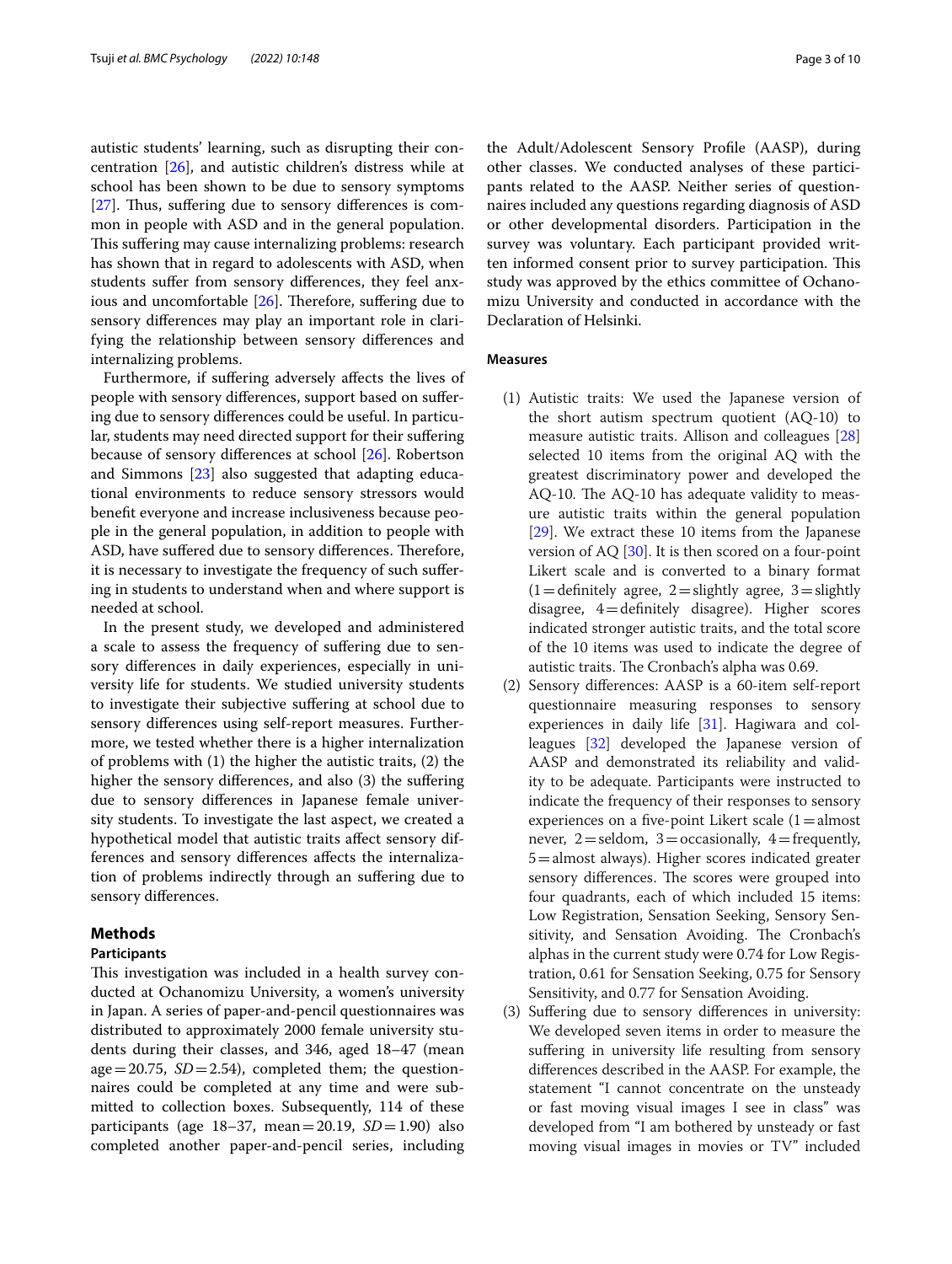autistic students' learning, such as disrupting their concentration [26], and autistic children's distress while at school has been shown to be due to sensory symptoms [27]. Thus, suffering due to sensory differences is common in people with ASD and in the general population. This suffering may cause internalizing problems: research has shown that in regard to adolescents with ASD, when students suffer from sensory differences, they feel anxious and uncomfortable [26]. Therefore, suffering due to sensory differences may play an important role in clarifying the relationship between sensory differences and internalizing problems.

Furthermore, if suffering adversely affects the lives of people with sensory differences, support based on suffering due to sensory differences could be useful. In particular, students may need directed support for their suffering because of sensory differences at school [26]. Robertson and Simmons [23] also suggested that adapting educational environments to reduce sensory stressors would benefit everyone and increase inclusiveness because people in the general population, in addition to people with ASD, have suffered due to sensory differences. Therefore, it is necessary to investigate the frequency of such suffering in students to understand when and where support is needed at school.

In the present study, we developed and administered a scale to assess the frequency of suffering due to sensory differences in daily experiences, especially in university life for students. We studied university students to investigate their subjective suffering at school due to sensory differences using self-report measures. Furthermore, we tested whether there is a higher internalization of problems with (1) the higher the autistic traits, (2) the higher the sensory differences, and also (3) the suffering due to sensory differences in Japanese female university students. To investigate the last aspect, we created a hypothetical model that autistic traits affect sensory differences and sensory differences affects the internalization of problems indirectly through an suffering due to sensory differences.

## Methods

### Participants

This investigation was included in a health survey conducted at Ochanomizu University, a women's university in Japan. A series of paper-and-pencil questionnaires was distributed to approximately 2000 female university students during their classes, and 346, aged 18–47 (mean age = 20.75, *SD* = 2.54), completed them; the questionnaires could be completed at any time and were submitted to collection boxes. Subsequently, 114 of these participants (age 18–37, mean = 20.19, *SD* = 1.90) also completed another paper-and-pencil series, including the Adult/Adolescent Sensory Profile (AASP), during other classes. We conducted analyses of these participants related to the AASP. Neither series of questionnaires included any questions regarding diagnosis of ASD or other developmental disorders. Participation in the survey was voluntary. Each participant provided written informed consent prior to survey participation. This study was approved by the ethics committee of Ochanomizu University and conducted in accordance with the Declaration of Helsinki.

### Measures

1. Autistic traits: We used the Japanese version of the short autism spectrum quotient (AQ-10) to measure autistic traits. Allison and colleagues [28] selected 10 items from the original AQ with the greatest discriminatory power and developed the AQ-10. The AQ-10 has adequate validity to measure autistic traits within the general population [29]. We extract these 10 items from the Japanese version of AQ [30]. It is then scored on a four-point Likert scale and is converted to a binary format (1 = definitely agree, 2 = slightly agree, 3 = slightly disagree, 4 = definitely disagree). Higher scores indicated stronger autistic traits, and the total score of the 10 items was used to indicate the degree of autistic traits. The Cronbach's alpha was 0.69.
2. Sensory differences: AASP is a 60-item self-report questionnaire measuring responses to sensory experiences in daily life [31]. Hagiwara and colleagues [32] developed the Japanese version of AASP and demonstrated its reliability and validity to be adequate. Participants were instructed to indicate the frequency of their responses to sensory experiences on a five-point Likert scale (1 = almost never, 2 = seldom, 3 = occasionally, 4 = frequently, 5 = almost always). Higher scores indicated greater sensory differences. The scores were grouped into four quadrants, each of which included 15 items: Low Registration, Sensation Seeking, Sensory Sensitivity, and Sensation Avoiding. The Cronbach's alphas in the current study were 0.74 for Low Registration, 0.61 for Sensation Seeking, 0.75 for Sensory Sensitivity, and 0.77 for Sensation Avoiding.
3. Suffering due to sensory differences in university: We developed seven items in order to measure the suffering in university life resulting from sensory differences described in the AASP. For example, the statement "I cannot concentrate on the unsteady or fast moving visual images I see in class" was developed from "I am bothered by unsteady or fast moving visual images in movies or TV" included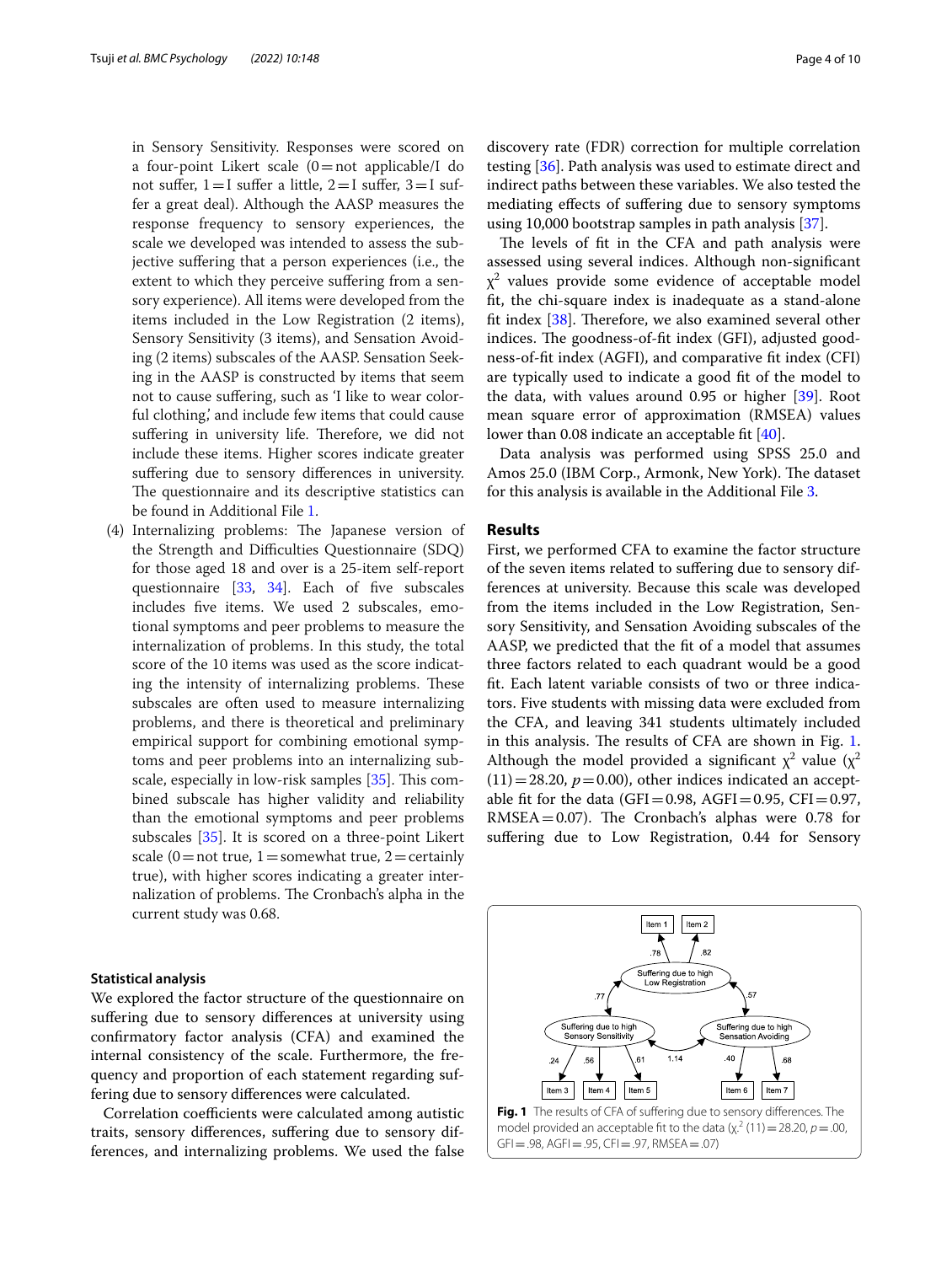in Sensory Sensitivity. Responses were scored on a four-point Likert scale (0 = not applicable/I do not suffer, 1 = I suffer a little, 2 = I suffer, 3 = I suffer a great deal). Although the AASP measures the response frequency to sensory experiences, the scale we developed was intended to assess the subjective suffering that a person experiences (i.e., the extent to which they perceive suffering from a sensory experience). All items were developed from the items included in the Low Registration (2 items), Sensory Sensitivity (3 items), and Sensation Avoiding (2 items) subscales of the AASP. Sensation Seeking in the AASP is constructed by items that seem not to cause suffering, such as 'I like to wear colorful clothing,' and include few items that could cause suffering in university life. Therefore, we did not include these items. Higher scores indicate greater suffering due to sensory differences in university. The questionnaire and its descriptive statistics can be found in Additional File 1.

(4) Internalizing problems: The Japanese version of the Strength and Difficulties Questionnaire (SDQ) for those aged 18 and over is a 25-item self-report questionnaire [33, 34]. Each of five subscales includes five items. We used 2 subscales, emotional symptoms and peer problems to measure the internalization of problems. In this study, the total score of the 10 items was used as the score indicating the intensity of internalizing problems. These subscales are often used to measure internalizing problems, and there is theoretical and preliminary empirical support for combining emotional symptoms and peer problems into an internalizing subscale, especially in low-risk samples [35]. This combined subscale has higher validity and reliability than the emotional symptoms and peer problems subscales [35]. It is scored on a three-point Likert scale (0 = not true, 1 = somewhat true, 2 = certainly true), with higher scores indicating a greater internalization of problems. The Cronbach's alpha in the current study was 0.68.

### Statistical analysis

We explored the factor structure of the questionnaire on suffering due to sensory differences at university using confirmatory factor analysis (CFA) and examined the internal consistency of the scale. Furthermore, the frequency and proportion of each statement regarding suffering due to sensory differences were calculated.

Correlation coefficients were calculated among autistic traits, sensory differences, suffering due to sensory differences, and internalizing problems. We used the false discovery rate (FDR) correction for multiple correlation testing [36]. Path analysis was used to estimate direct and indirect paths between these variables. We also tested the mediating effects of suffering due to sensory symptoms using 10,000 bootstrap samples in path analysis [37].

The levels of fit in the CFA and path analysis were assessed using several indices. Although non-significant $\chi^2$ values provide some evidence of acceptable model fit, the chi-square index is inadequate as a stand-alone fit index [38]. Therefore, we also examined several other indices. The goodness-of-fit index (GFI), adjusted goodness-of-fit index (AGFI), and comparative fit index (CFI) are typically used to indicate a good fit of the model to the data, with values around 0.95 or higher [39]. Root mean square error of approximation (RMSEA) values lower than 0.08 indicate an acceptable fit [40].

Data analysis was performed using SPSS 25.0 and Amos 25.0 (IBM Corp., Armonk, New York). The dataset for this analysis is available in the Additional File 3.

## Results

First, we performed CFA to examine the factor structure of the seven items related to suffering due to sensory differences at university. Because this scale was developed from the items included in the Low Registration, Sensory Sensitivity, and Sensation Avoiding subscales of the AASP, we predicted that the fit of a model that assumes three factors related to each quadrant would be a good fit. Each latent variable consists of two or three indicators. Five students with missing data were excluded from the CFA, and leaving 341 students ultimately included in this analysis. The results of CFA are shown in Fig. 1. Although the model provided a significant $\chi^2$ value ($\chi^2$ $(11) = 28.20$, $p = 0.00$), other indices indicated an acceptable fit for the data (GFI = 0.98, AGFI = 0.95, CFI = 0.97, RMSEA = 0.07). The Cronbach's alphas were 0.78 for suffering due to Low Registration, 0.44 for Sensory

**Fig. 1** The results of CFA of suffering due to sensory differences. The model provided an acceptable fit to the data ($\chi^2$ $(11) = 28.20$, $p = .00$, GFI = .98, AGFI = .95, CFI = .97, RMSEA = .07)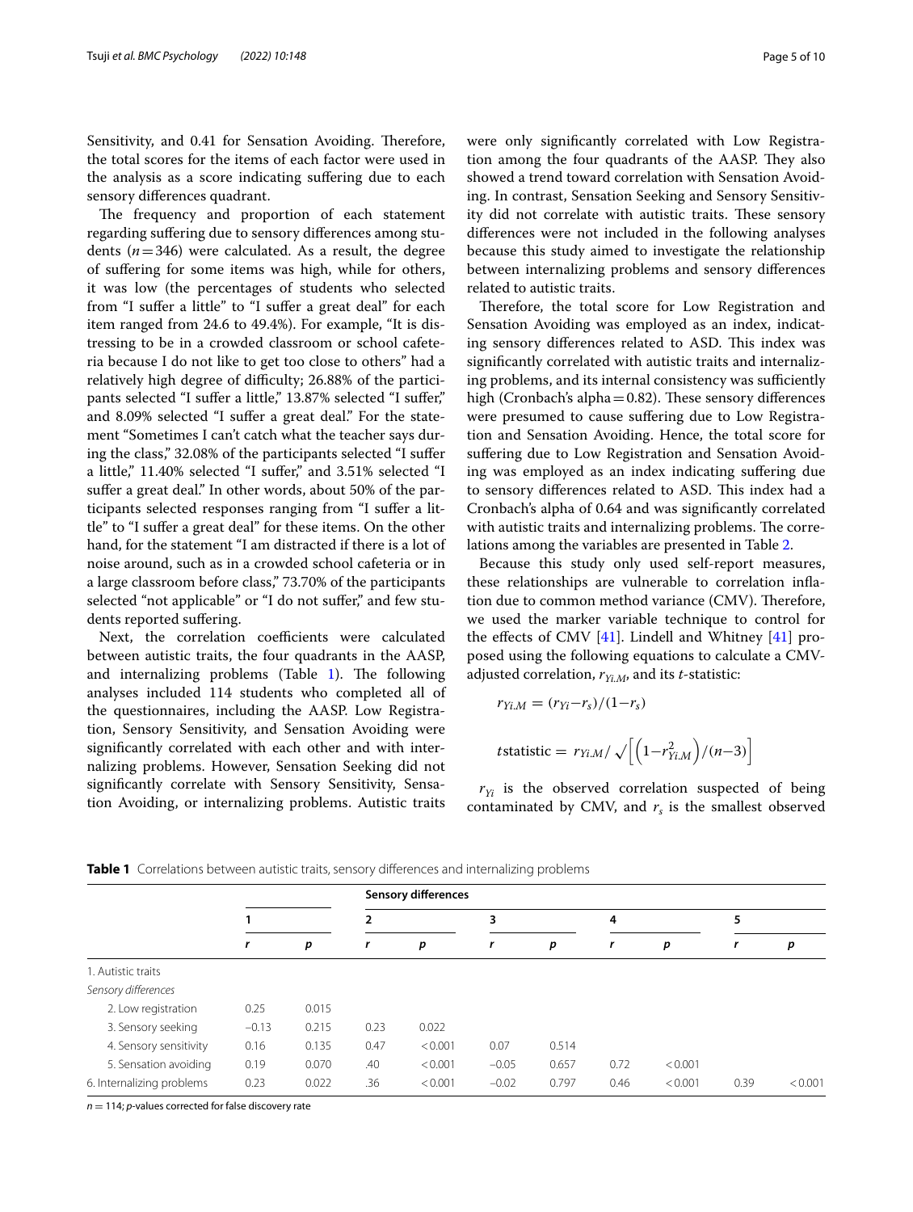Sensitivity, and 0.41 for Sensation Avoiding. Therefore, the total scores for the items of each factor were used in the analysis as a score indicating suffering due to each sensory differences quadrant.

The frequency and proportion of each statement regarding suffering due to sensory differences among students ($n=346$) were calculated. As a result, the degree of suffering for some items was high, while for others, it was low (the percentages of students who selected from "I suffer a little" to "I suffer a great deal" for each item ranged from 24.6 to 49.4%). For example, "It is distressing to be in a crowded classroom or school cafeteria because I do not like to get too close to others" had a relatively high degree of difficulty; 26.88% of the participants selected "I suffer a little," 13.87% selected "I suffer," and 8.09% selected "I suffer a great deal." For the statement "Sometimes I can't catch what the teacher says during the class," 32.08% of the participants selected "I suffer a little," 11.40% selected "I suffer," and 3.51% selected "I suffer a great deal." In other words, about 50% of the participants selected responses ranging from "I suffer a little" to "I suffer a great deal" for these items. On the other hand, for the statement "I am distracted if there is a lot of noise around, such as in a crowded school cafeteria or in a large classroom before class," 73.70% of the participants selected "not applicable" or "I do not suffer," and few students reported suffering.

Next, the correlation coefficients were calculated between autistic traits, the four quadrants in the AASP, and internalizing problems (Table 1). The following analyses included 114 students who completed all of the questionnaires, including the AASP. Low Registration, Sensory Sensitivity, and Sensation Avoiding were significantly correlated with each other and with internalizing problems. However, Sensation Seeking did not significantly correlate with Sensory Sensitivity, Sensation Avoiding, or internalizing problems. Autistic traits were only significantly correlated with Low Registration among the four quadrants of the AASP. They also showed a trend toward correlation with Sensation Avoiding. In contrast, Sensation Seeking and Sensory Sensitivity did not correlate with autistic traits. These sensory differences were not included in the following analyses because this study aimed to investigate the relationship between internalizing problems and sensory differences related to autistic traits.

Therefore, the total score for Low Registration and Sensation Avoiding was employed as an index, indicating sensory differences related to ASD. This index was significantly correlated with autistic traits and internalizing problems, and its internal consistency was sufficiently high (Cronbach's alpha = 0.82). These sensory differences were presumed to cause suffering due to Low Registration and Sensation Avoiding. Hence, the total score for suffering due to Low Registration and Sensation Avoiding was employed as an index indicating suffering due to sensory differences related to ASD. This index had a Cronbach's alpha of 0.64 and was significantly correlated with autistic traits and internalizing problems. The correlations among the variables are presented in Table 2.

Because this study only used self-report measures, these relationships are vulnerable to correlation inflation due to common method variance (CMV). Therefore, we used the marker variable technique to control for the effects of CMV [41]. Lindell and Whitney [41] proposed using the following equations to calculate a CMV-adjusted correlation, $r_{Yi.M}$, and its $t$-statistic:

$$r_{Yi.M} = (r_{Yi} - r_s)/(1 - r_s)$$

$$t\text{statistic} = r_{Yi.M}/\sqrt{\left[\left(1 - r_{Yi.M}^2\right)/(n-3)\right]}$$

$r_{Yi}$ is the observed correlation suspected of being contaminated by CMV, and $r_s$ is the smallest observed

**Table 1** Correlations between autistic traits, sensory differences and internalizing problems

| | Sensory differences | | | | | | | | | |
|---|---|---|---|---|---|---|---|---|---|---|
| | 1 | | 2 | | 3 | | 4 | | 5 | |
| | *r* | *p* | *r* | *p* | *r* | *p* | *r* | *p* | *r* | *p* |
| 1. Autistic traits | | | | | | | | | | |
| *Sensory differences* | | | | | | | | | | |
| 2. Low registration | 0.25 | 0.015 | | | | | | | | |
| 3. Sensory seeking | −0.13 | 0.215 | 0.23 | 0.022 | | | | | | |
| 4. Sensory sensitivity | 0.16 | 0.135 | 0.47 | < 0.001 | 0.07 | 0.514 | | | | |
| 5. Sensation avoiding | 0.19 | 0.070 | .40 | < 0.001 | −0.05 | 0.657 | 0.72 | < 0.001 | | |
| 6. Internalizing problems | 0.23 | 0.022 | .36 | < 0.001 | −0.02 | 0.797 | 0.46 | < 0.001 | 0.39 | < 0.001 |

$n=114$; *p*-values corrected for false discovery rate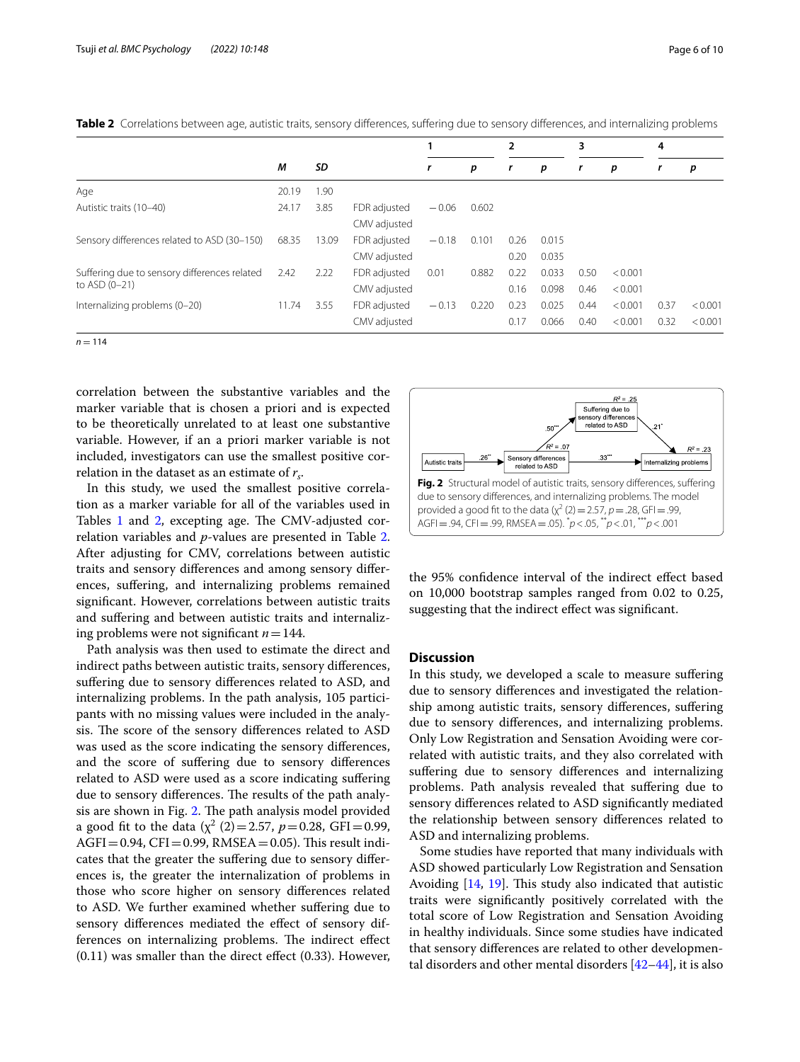**Table 2** Correlations between age, autistic traits, sensory differences, suffering due to sensory differences, and internalizing problems

| | *M* | *SD* | | 1 | | 2 | | 3 | | 4 | |
|---|---|---|---|---|---|---|---|---|---|---|---|
| | | | | *r* | *p* | *r* | *p* | *r* | *p* | *r* | *p* |
| Age | 20.19 | 1.90 | | | | | | | | | |
| Autistic traits (10–40) | 24.17 | 3.85 | FDR adjusted | −0.06 | 0.602 | | | | | | |
| | | | CMV adjusted | | | | | | | | |
| Sensory differences related to ASD (30–150) | 68.35 | 13.09 | FDR adjusted | −0.18 | 0.101 | 0.26 | 0.015 | | | | |
| | | | CMV adjusted | | | 0.20 | 0.035 | | | | |
| Suffering due to sensory differences related to ASD (0–21) | 2.42 | 2.22 | FDR adjusted | 0.01 | 0.882 | 0.22 | 0.033 | 0.50 | < 0.001 | | |
| | | | CMV adjusted | | | 0.16 | 0.098 | 0.46 | < 0.001 | | |
| Internalizing problems (0–20) | 11.74 | 3.55 | FDR adjusted | −0.13 | 0.220 | 0.23 | 0.025 | 0.44 | < 0.001 | 0.37 | < 0.001 |
| | | | CMV adjusted | | | 0.17 | 0.066 | 0.40 | < 0.001 | 0.32 | < 0.001 |

$n = 114$

correlation between the substantive variables and the marker variable that is chosen a priori and is expected to be theoretically unrelated to at least one substantive variable. However, if an a priori marker variable is not included, investigators can use the smallest positive correlation in the dataset as an estimate of $r_s$.

In this study, we used the smallest positive correlation as a marker variable for all of the variables used in Tables 1 and 2, excepting age. The CMV-adjusted correlation variables and *p*-values are presented in Table 2. After adjusting for CMV, correlations between autistic traits and sensory differences and among sensory differences, suffering, and internalizing problems remained significant. However, correlations between autistic traits and suffering and between autistic traits and internalizing problems were not significant $n = 144$.

Path analysis was then used to estimate the direct and indirect paths between autistic traits, sensory differences, suffering due to sensory differences related to ASD, and internalizing problems. In the path analysis, 105 participants with no missing values were included in the analysis. The score of the sensory differences related to ASD was used as the score indicating the sensory differences, and the score of suffering due to sensory differences related to ASD were used as a score indicating suffering due to sensory differences. The results of the path analysis are shown in Fig. 2. The path analysis model provided a good fit to the data ($\chi^2$ (2) = 2.57, $p = 0.28$, GFI = 0.99, AGFI = 0.94, CFI = 0.99, RMSEA = 0.05). This result indicates that the greater the suffering due to sensory differences is, the greater the internalization of problems in those who score higher on sensory differences related to ASD. We further examined whether suffering due to sensory differences mediated the effect of sensory differences on internalizing problems. The indirect effect (0.11) was smaller than the direct effect (0.33). However, the 95% confidence interval of the indirect effect based on 10,000 bootstrap samples ranged from 0.02 to 0.25, suggesting that the indirect effect was significant.

**Fig. 2** Structural model of autistic traits, sensory differences, suffering due to sensory differences, and internalizing problems. The model provided a good fit to the data ($\chi^2$ (2) = 2.57, $p = .28$, GFI = .99, AGFI = .94, CFI = .99, RMSEA = .05). $^{*}p < .05$, $^{**}p < .01$, $^{***}p < .001$

## Discussion

In this study, we developed a scale to measure suffering due to sensory differences and investigated the relationship among autistic traits, sensory differences, suffering due to sensory differences, and internalizing problems. Only Low Registration and Sensation Avoiding were correlated with autistic traits, and they also correlated with suffering due to sensory differences and internalizing problems. Path analysis revealed that suffering due to sensory differences related to ASD significantly mediated the relationship between sensory differences related to ASD and internalizing problems.

Some studies have reported that many individuals with ASD showed particularly Low Registration and Sensation Avoiding [14, 19]. This study also indicated that autistic traits were significantly positively correlated with the total score of Low Registration and Sensation Avoiding in healthy individuals. Since some studies have indicated that sensory differences are related to other developmental disorders and other mental disorders [42–44], it is also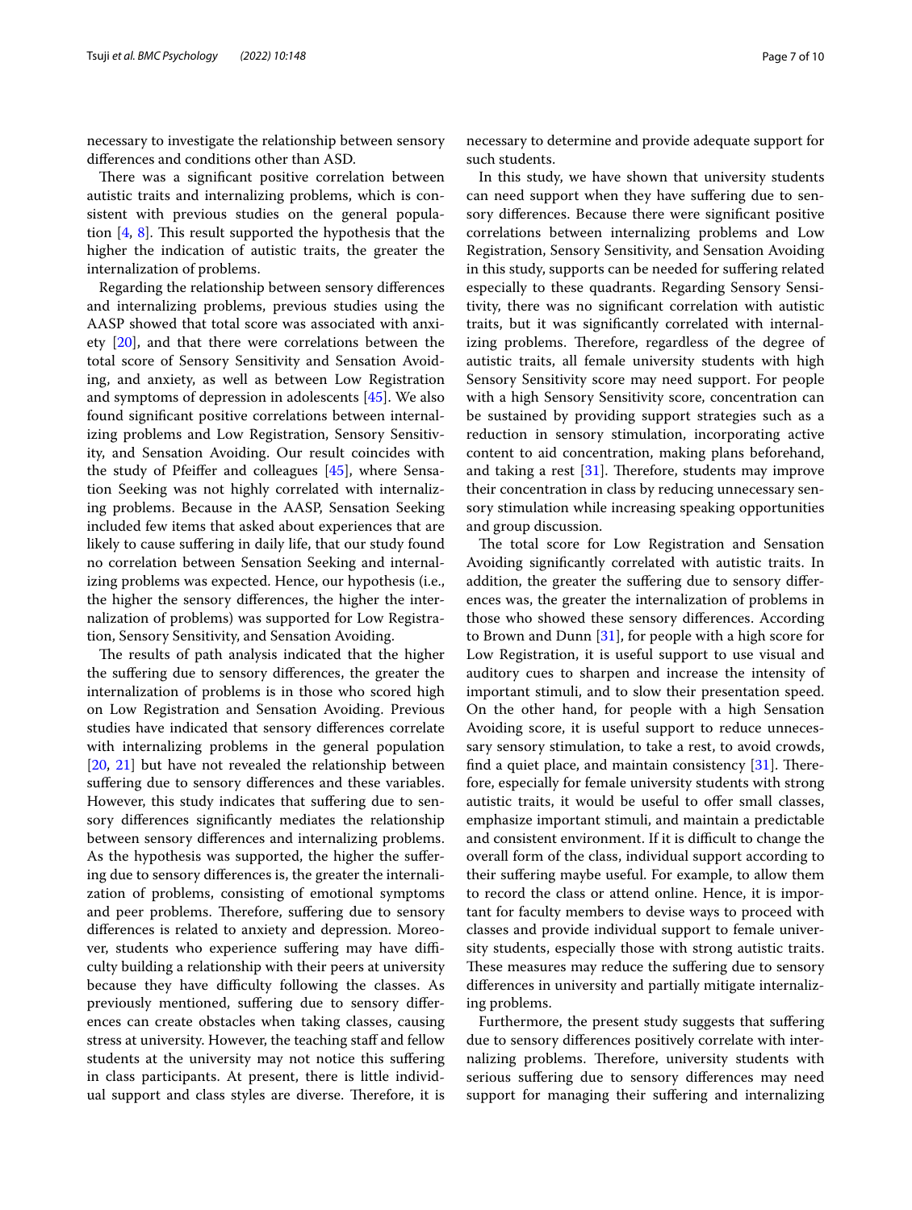necessary to investigate the relationship between sensory differences and conditions other than ASD.

There was a significant positive correlation between autistic traits and internalizing problems, which is consistent with previous studies on the general population [4, 8]. This result supported the hypothesis that the higher the indication of autistic traits, the greater the internalization of problems.

Regarding the relationship between sensory differences and internalizing problems, previous studies using the AASP showed that total score was associated with anxiety [20], and that there were correlations between the total score of Sensory Sensitivity and Sensation Avoiding, and anxiety, as well as between Low Registration and symptoms of depression in adolescents [45]. We also found significant positive correlations between internalizing problems and Low Registration, Sensory Sensitivity, and Sensation Avoiding. Our result coincides with the study of Pfeiffer and colleagues [45], where Sensation Seeking was not highly correlated with internalizing problems. Because in the AASP, Sensation Seeking included few items that asked about experiences that are likely to cause suffering in daily life, that our study found no correlation between Sensation Seeking and internalizing problems was expected. Hence, our hypothesis (i.e., the higher the sensory differences, the higher the internalization of problems) was supported for Low Registration, Sensory Sensitivity, and Sensation Avoiding.

The results of path analysis indicated that the higher the suffering due to sensory differences, the greater the internalization of problems is in those who scored high on Low Registration and Sensation Avoiding. Previous studies have indicated that sensory differences correlate with internalizing problems in the general population [20, 21] but have not revealed the relationship between suffering due to sensory differences and these variables. However, this study indicates that suffering due to sensory differences significantly mediates the relationship between sensory differences and internalizing problems. As the hypothesis was supported, the higher the suffering due to sensory differences is, the greater the internalization of problems, consisting of emotional symptoms and peer problems. Therefore, suffering due to sensory differences is related to anxiety and depression. Moreover, students who experience suffering may have difficulty building a relationship with their peers at university because they have difficulty following the classes. As previously mentioned, suffering due to sensory differences can create obstacles when taking classes, causing stress at university. However, the teaching staff and fellow students at the university may not notice this suffering in class participants. At present, there is little individual support and class styles are diverse. Therefore, it is necessary to determine and provide adequate support for such students.

In this study, we have shown that university students can need support when they have suffering due to sensory differences. Because there were significant positive correlations between internalizing problems and Low Registration, Sensory Sensitivity, and Sensation Avoiding in this study, supports can be needed for suffering related especially to these quadrants. Regarding Sensory Sensitivity, there was no significant correlation with autistic traits, but it was significantly correlated with internalizing problems. Therefore, regardless of the degree of autistic traits, all female university students with high Sensory Sensitivity score may need support. For people with a high Sensory Sensitivity score, concentration can be sustained by providing support strategies such as a reduction in sensory stimulation, incorporating active content to aid concentration, making plans beforehand, and taking a rest [31]. Therefore, students may improve their concentration in class by reducing unnecessary sensory stimulation while increasing speaking opportunities and group discussion.

The total score for Low Registration and Sensation Avoiding significantly correlated with autistic traits. In addition, the greater the suffering due to sensory differences was, the greater the internalization of problems in those who showed these sensory differences. According to Brown and Dunn [31], for people with a high score for Low Registration, it is useful support to use visual and auditory cues to sharpen and increase the intensity of important stimuli, and to slow their presentation speed. On the other hand, for people with a high Sensation Avoiding score, it is useful support to reduce unnecessary sensory stimulation, to take a rest, to avoid crowds, find a quiet place, and maintain consistency [31]. Therefore, especially for female university students with strong autistic traits, it would be useful to offer small classes, emphasize important stimuli, and maintain a predictable and consistent environment. If it is difficult to change the overall form of the class, individual support according to their suffering maybe useful. For example, to allow them to record the class or attend online. Hence, it is important for faculty members to devise ways to proceed with classes and provide individual support to female university students, especially those with strong autistic traits. These measures may reduce the suffering due to sensory differences in university and partially mitigate internalizing problems.

Furthermore, the present study suggests that suffering due to sensory differences positively correlate with internalizing problems. Therefore, university students with serious suffering due to sensory differences may need support for managing their suffering and internalizing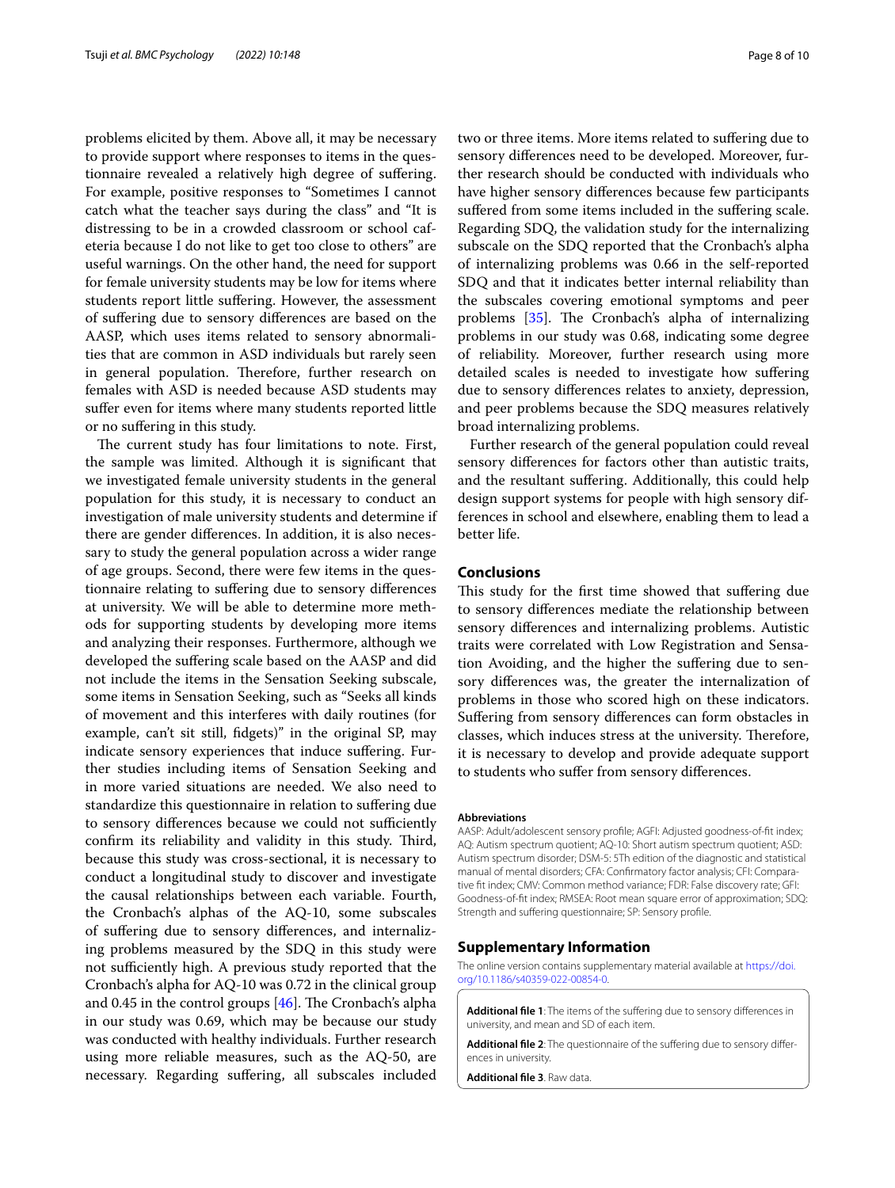problems elicited by them. Above all, it may be necessary to provide support where responses to items in the questionnaire revealed a relatively high degree of suffering. For example, positive responses to "Sometimes I cannot catch what the teacher says during the class" and "It is distressing to be in a crowded classroom or school cafeteria because I do not like to get too close to others" are useful warnings. On the other hand, the need for support for female university students may be low for items where students report little suffering. However, the assessment of suffering due to sensory differences are based on the AASP, which uses items related to sensory abnormalities that are common in ASD individuals but rarely seen in general population. Therefore, further research on females with ASD is needed because ASD students may suffer even for items where many students reported little or no suffering in this study.

The current study has four limitations to note. First, the sample was limited. Although it is significant that we investigated female university students in the general population for this study, it is necessary to conduct an investigation of male university students and determine if there are gender differences. In addition, it is also necessary to study the general population across a wider range of age groups. Second, there were few items in the questionnaire relating to suffering due to sensory differences at university. We will be able to determine more methods for supporting students by developing more items and analyzing their responses. Furthermore, although we developed the suffering scale based on the AASP and did not include the items in the Sensation Seeking subscale, some items in Sensation Seeking, such as "Seeks all kinds of movement and this interferes with daily routines (for example, can't sit still, fidgets)" in the original SP, may indicate sensory experiences that induce suffering. Further studies including items of Sensation Seeking and in more varied situations are needed. We also need to standardize this questionnaire in relation to suffering due to sensory differences because we could not sufficiently confirm its reliability and validity in this study. Third, because this study was cross-sectional, it is necessary to conduct a longitudinal study to discover and investigate the causal relationships between each variable. Fourth, the Cronbach's alphas of the AQ-10, some subscales of suffering due to sensory differences, and internalizing problems measured by the SDQ in this study were not sufficiently high. A previous study reported that the Cronbach's alpha for AQ-10 was 0.72 in the clinical group and 0.45 in the control groups [46]. The Cronbach's alpha in our study was 0.69, which may be because our study was conducted with healthy individuals. Further research using more reliable measures, such as the AQ-50, are necessary. Regarding suffering, all subscales included two or three items. More items related to suffering due to sensory differences need to be developed. Moreover, further research should be conducted with individuals who have higher sensory differences because few participants suffered from some items included in the suffering scale. Regarding SDQ, the validation study for the internalizing subscale on the SDQ reported that the Cronbach's alpha of internalizing problems was 0.66 in the self-reported SDQ and that it indicates better internal reliability than the subscales covering emotional symptoms and peer problems [35]. The Cronbach's alpha of internalizing problems in our study was 0.68, indicating some degree of reliability. Moreover, further research using more detailed scales is needed to investigate how suffering due to sensory differences relates to anxiety, depression, and peer problems because the SDQ measures relatively broad internalizing problems.

Further research of the general population could reveal sensory differences for factors other than autistic traits, and the resultant suffering. Additionally, this could help design support systems for people with high sensory differences in school and elsewhere, enabling them to lead a better life.

## Conclusions

This study for the first time showed that suffering due to sensory differences mediate the relationship between sensory differences and internalizing problems. Autistic traits were correlated with Low Registration and Sensation Avoiding, and the higher the suffering due to sensory differences was, the greater the internalization of problems in those who scored high on these indicators. Suffering from sensory differences can form obstacles in classes, which induces stress at the university. Therefore, it is necessary to develop and provide adequate support to students who suffer from sensory differences.

#### Abbreviations

AASP: Adult/adolescent sensory profile; AGFI: Adjusted goodness-of-fit index; AQ: Autism spectrum quotient; AQ-10: Short autism spectrum quotient; ASD: Autism spectrum disorder; DSM-5: 5Th edition of the diagnostic and statistical manual of mental disorders; CFA: Confirmatory factor analysis; CFI: Comparative fit index; CMV: Common method variance; FDR: False discovery rate; GFI: Goodness-of-fit index; RMSEA: Root mean square error of approximation; SDQ: Strength and suffering questionnaire; SP: Sensory profile.

## Supplementary Information

The online version contains supplementary material available at https://doi.org/10.1186/s40359-022-00854-0.

**Additional file 1**: The items of the suffering due to sensory differences in university, and mean and SD of each item.

**Additional file 2**: The questionnaire of the suffering due to sensory differences in university.

**Additional file 3**. Raw data.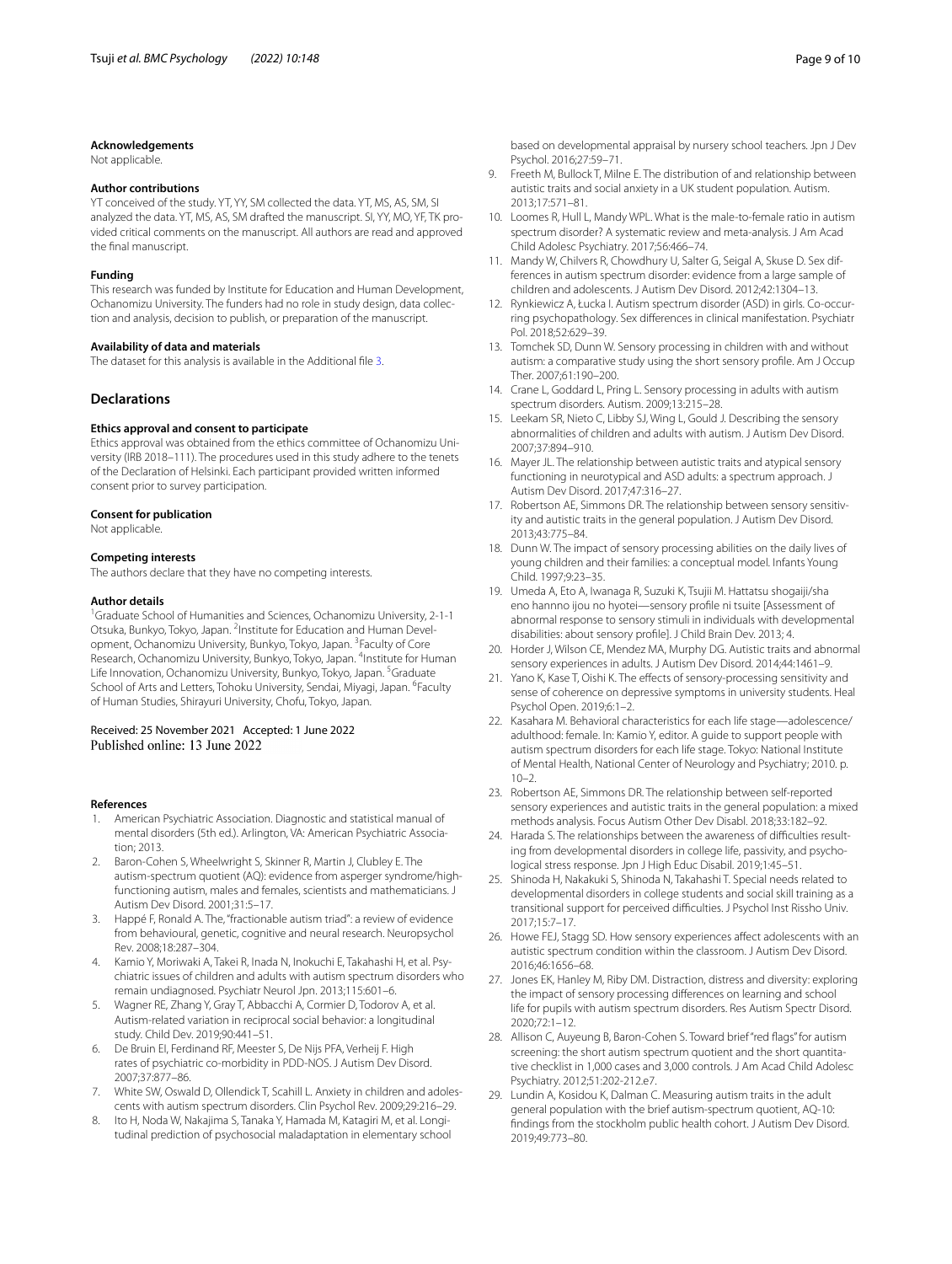### Acknowledgements

Not applicable.

### Author contributions

YT conceived of the study. YT, YY, SM collected the data. YT, MS, AS, SM, SI analyzed the data. YT, MS, AS, SM drafted the manuscript. SI, YY, MO, YF, TK provided critical comments on the manuscript. All authors are read and approved the final manuscript.

### Funding

This research was funded by Institute for Education and Human Development, Ochanomizu University. The funders had no role in study design, data collection and analysis, decision to publish, or preparation of the manuscript.

### Availability of data and materials

The dataset for this analysis is available in the Additional file 3.

## Declarations

### Ethics approval and consent to participate

Ethics approval was obtained from the ethics committee of Ochanomizu University (IRB 2018–111). The procedures used in this study adhere to the tenets of the Declaration of Helsinki. Each participant provided written informed consent prior to survey participation.

### Consent for publication

Not applicable.

### Competing interests

The authors declare that they have no competing interests.

### Author details

[1]Graduate School of Humanities and Sciences, Ochanomizu University, 2-1-1 Otsuka, Bunkyo, Tokyo, Japan. [2]Institute for Education and Human Development, Ochanomizu University, Bunkyo, Tokyo, Japan. [3]Faculty of Core Research, Ochanomizu University, Bunkyo, Tokyo, Japan. [4]Institute for Human Life Innovation, Ochanomizu University, Bunkyo, Tokyo, Japan. [5]Graduate School of Arts and Letters, Tohoku University, Sendai, Miyagi, Japan. [6]Faculty of Human Studies, Shirayuri University, Chofu, Tokyo, Japan.

Received: 25 November 2021 Accepted: 1 June 2022
Published online: 13 June 2022

### References

1. American Psychiatric Association. Diagnostic and statistical manual of mental disorders (5th ed.). Arlington, VA: American Psychiatric Association; 2013.
2. Baron-Cohen S, Wheelwright S, Skinner R, Martin J, Clubley E. The autism-spectrum quotient (AQ): evidence from asperger syndrome/high-functioning autism, males and females, scientists and mathematicians. J Autism Dev Disord. 2001;31:5–17.
3. Happé F, Ronald A. The, "fractionable autism triad": a review of evidence from behavioural, genetic, cognitive and neural research. Neuropsychol Rev. 2008;18:287–304.
4. Kamio Y, Moriwaki A, Takei R, Inada N, Inokuchi E, Takahashi H, et al. Psychiatric issues of children and adults with autism spectrum disorders who remain undiagnosed. Psychiatr Neurol Jpn. 2013;115:601–6.
5. Wagner RE, Zhang Y, Gray T, Abbacchi A, Cormier D, Todorov A, et al. Autism-related variation in reciprocal social behavior: a longitudinal study. Child Dev. 2019;90:441–51.
6. De Bruin EI, Ferdinand RF, Meester S, De Nijs PFA, Verheij F. High rates of psychiatric co-morbidity in PDD-NOS. J Autism Dev Disord. 2007;37:877–86.
7. White SW, Oswald D, Ollendick T, Scahill L. Anxiety in children and adolescents with autism spectrum disorders. Clin Psychol Rev. 2009;29:216–29.
8. Ito H, Noda W, Nakajima S, Tanaka Y, Hamada M, Katagiri M, et al. Longitudinal prediction of psychosocial maladaptation in elementary school based on developmental appraisal by nursery school teachers. Jpn J Dev Psychol. 2016;27:59–71.
9. Freeth M, Bullock T, Milne E. The distribution of and relationship between autistic traits and social anxiety in a UK student population. Autism. 2013;17:571–81.
10. Loomes R, Hull L, Mandy WPL. What is the male-to-female ratio in autism spectrum disorder? A systematic review and meta-analysis. J Am Acad Child Adolesc Psychiatry. 2017;56:466–74.
11. Mandy W, Chilvers R, Chowdhury U, Salter G, Seigal A, Skuse D. Sex differences in autism spectrum disorder: evidence from a large sample of children and adolescents. J Autism Dev Disord. 2012;42:1304–13.
12. Rynkiewicz A, Łucka I. Autism spectrum disorder (ASD) in girls. Co-occurring psychopathology. Sex differences in clinical manifestation. Psychiatr Pol. 2018;52:629–39.
13. Tomchek SD, Dunn W. Sensory processing in children with and without autism: a comparative study using the short sensory profile. Am J Occup Ther. 2007;61:190–200.
14. Crane L, Goddard L, Pring L. Sensory processing in adults with autism spectrum disorders. Autism. 2009;13:215–28.
15. Leekam SR, Nieto C, Libby SJ, Wing L, Gould J. Describing the sensory abnormalities of children and adults with autism. J Autism Dev Disord. 2007;37:894–910.
16. Mayer JL. The relationship between autistic traits and atypical sensory functioning in neurotypical and ASD adults: a spectrum approach. J Autism Dev Disord. 2017;47:316–27.
17. Robertson AE, Simmons DR. The relationship between sensory sensitivity and autistic traits in the general population. J Autism Dev Disord. 2013;43:775–84.
18. Dunn W. The impact of sensory processing abilities on the daily lives of young children and their families: a conceptual model. Infants Young Child. 1997;9:23–35.
19. Umeda A, Eto A, Iwanaga R, Suzuki K, Tsujii M. Hattatsu shogaiji/sha eno hannno ijou no hyotei—sensory profile ni tsuite [Assessment of abnormal response to sensory stimuli in individuals with developmental disabilities: about sensory profile]. J Child Brain Dev. 2013; 4.
20. Horder J, Wilson CE, Mendez MA, Murphy DG. Autistic traits and abnormal sensory experiences in adults. J Autism Dev Disord. 2014;44:1461–9.
21. Yano K, Kase T, Oishi K. The effects of sensory-processing sensitivity and sense of coherence on depressive symptoms in university students. Heal Psychol Open. 2019;6:1–2.
22. Kasahara M. Behavioral characteristics for each life stage—adolescence/adulthood: female. In: Kamio Y, editor. A guide to support people with autism spectrum disorders for each life stage. Tokyo: National Institute of Mental Health, National Center of Neurology and Psychiatry; 2010. p. 10–2.
23. Robertson AE, Simmons DR. The relationship between self-reported sensory experiences and autistic traits in the general population: a mixed methods analysis. Focus Autism Other Dev Disabl. 2018;33:182–92.
24. Harada S. The relationships between the awareness of difficulties resulting from developmental disorders in college life, passivity, and psychological stress response. Jpn J High Educ Disabil. 2019;1:45–51.
25. Shinoda H, Nakakuki S, Shinoda N, Takahashi T. Special needs related to developmental disorders in college students and social skill training as a transitional support for perceived difficulties. J Psychol Inst Rissho Univ. 2017;15:7–17.
26. Howe FEJ, Stagg SD. How sensory experiences affect adolescents with an autistic spectrum condition within the classroom. J Autism Dev Disord. 2016;46:1656–68.
27. Jones EK, Hanley M, Riby DM. Distraction, distress and diversity: exploring the impact of sensory processing differences on learning and school life for pupils with autism spectrum disorders. Res Autism Spectr Disord. 2020;72:1–12.
28. Allison C, Auyeung B, Baron-Cohen S. Toward brief "red flags" for autism screening: the short autism spectrum quotient and the short quantitative checklist in 1,000 cases and 3,000 controls. J Am Acad Child Adolesc Psychiatry. 2012;51:202-212.e7.
29. Lundin A, Kosidou K, Dalman C. Measuring autism traits in the adult general population with the brief autism-spectrum quotient, AQ-10: findings from the stockholm public health cohort. J Autism Dev Disord. 2019;49:773–80.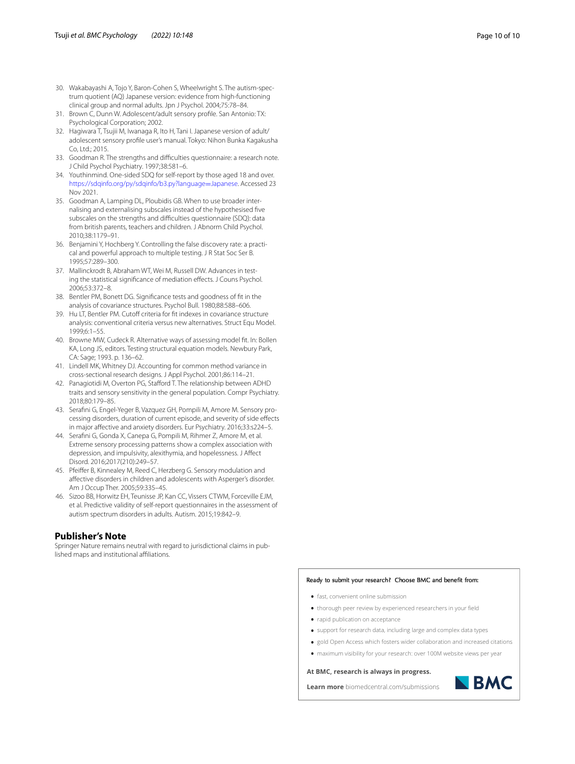30. Wakabayashi A, Tojo Y, Baron-Cohen S, Wheelwright S. The autism-spectrum quotient (AQ) Japanese version: evidence from high-functioning clinical group and normal adults. Jpn J Psychol. 2004;75:78–84.
31. Brown C, Dunn W. Adolescent/adult sensory profile. San Antonio: TX: Psychological Corporation; 2002.
32. Hagiwara T, Tsujii M, Iwanaga R, Ito H, Tani I. Japanese version of adult/adolescent sensory profile user's manual. Tokyo: Nihon Bunka Kagakusha Co, Ltd.; 2015.
33. Goodman R. The strengths and difficulties questionnaire: a research note. J Child Psychol Psychiatry. 1997;38:581–6.
34. Youthinmind. One-sided SDQ for self-report by those aged 18 and over. https://sdqinfo.org/py/sdqinfo/b3.py?language=Japanese. Accessed 23 Nov 2021.
35. Goodman A, Lamping DL, Ploubidis GB. When to use broader internalising and externalising subscales instead of the hypothesised five subscales on the strengths and difficulties questionnaire (SDQ): data from british parents, teachers and children. J Abnorm Child Psychol. 2010;38:1179–91.
36. Benjamini Y, Hochberg Y. Controlling the false discovery rate: a practical and powerful approach to multiple testing. J R Stat Soc Ser B. 1995;57:289–300.
37. Mallinckrodt B, Abraham WT, Wei M, Russell DW. Advances in testing the statistical significance of mediation effects. J Couns Psychol. 2006;53:372–8.
38. Bentler PM, Bonett DG. Significance tests and goodness of fit in the analysis of covariance structures. Psychol Bull. 1980;88:588–606.
39. Hu LT, Bentler PM. Cutoff criteria for fit indexes in covariance structure analysis: conventional criteria versus new alternatives. Struct Equ Model. 1999;6:1–55.
40. Browne MW, Cudeck R. Alternative ways of assessing model fit. In: Bollen KA, Long JS, editors. Testing structural equation models. Newbury Park, CA: Sage; 1993. p. 136–62.
41. Lindell MK, Whitney DJ. Accounting for common method variance in cross-sectional research designs. J Appl Psychol. 2001;86:114–21.
42. Panagiotidi M, Overton PG, Stafford T. The relationship between ADHD traits and sensory sensitivity in the general population. Compr Psychiatry. 2018;80:179–85.
43. Serafini G, Engel-Yeger B, Vazquez GH, Pompili M, Amore M. Sensory processing disorders, duration of current episode, and severity of side effects in major affective and anxiety disorders. Eur Psychiatry. 2016;33:s224–5.
44. Serafini G, Gonda X, Canepa G, Pompili M, Rihmer Z, Amore M, et al. Extreme sensory processing patterns show a complex association with depression, and impulsivity, alexithymia, and hopelessness. J Affect Disord. 2016;2017(210):249–57.
45. Pfeiffer B, Kinnealey M, Reed C, Herzberg G. Sensory modulation and affective disorders in children and adolescents with Asperger's disorder. Am J Occup Ther. 2005;59:335–45.
46. Sizoo BB, Horwitz EH, Teunisse JP, Kan CC, Vissers CTWM, Forceville EJM, et al. Predictive validity of self-report questionnaires in the assessment of autism spectrum disorders in adults. Autism. 2015;19:842–9.

## Publisher's Note

Springer Nature remains neutral with regard to jurisdictional claims in published maps and institutional affiliations.

Ready to submit your research? Choose BMC and benefit from:

- fast, convenient online submission
- thorough peer review by experienced researchers in your field
- rapid publication on acceptance
- support for research data, including large and complex data types
- gold Open Access which fosters wider collaboration and increased citations
- maximum visibility for your research: over 100M website views per year

**At BMC, research is always in progress.**

**Learn more** biomedcentral.com/submissions

BMC